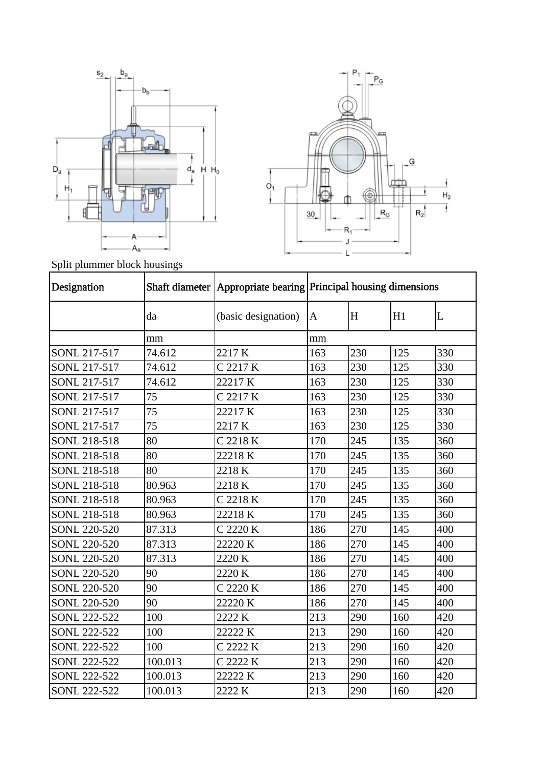Split plummer block housings

| Designation | Shaft diameter | Appropriate bearing | Principal housing dimensions | | | |
|---|---|---|---|---|---|---|
| | da | (basic designation) | A | H | H1 | L |
| | mm | | mm | | | |
| SONL 217-517 | 74.612 | 2217 K | 163 | 230 | 125 | 330 |
| SONL 217-517 | 74.612 | C 2217 K | 163 | 230 | 125 | 330 |
| SONL 217-517 | 74.612 | 22217 K | 163 | 230 | 125 | 330 |
| SONL 217-517 | 75 | C 2217 K | 163 | 230 | 125 | 330 |
| SONL 217-517 | 75 | 22217 K | 163 | 230 | 125 | 330 |
| SONL 217-517 | 75 | 2217 K | 163 | 230 | 125 | 330 |
| SONL 218-518 | 80 | C 2218 K | 170 | 245 | 135 | 360 |
| SONL 218-518 | 80 | 22218 K | 170 | 245 | 135 | 360 |
| SONL 218-518 | 80 | 2218 K | 170 | 245 | 135 | 360 |
| SONL 218-518 | 80.963 | 2218 K | 170 | 245 | 135 | 360 |
| SONL 218-518 | 80.963 | C 2218 K | 170 | 245 | 135 | 360 |
| SONL 218-518 | 80.963 | 22218 K | 170 | 245 | 135 | 360 |
| SONL 220-520 | 87.313 | C 2220 K | 186 | 270 | 145 | 400 |
| SONL 220-520 | 87.313 | 22220 K | 186 | 270 | 145 | 400 |
| SONL 220-520 | 87.313 | 2220 K | 186 | 270 | 145 | 400 |
| SONL 220-520 | 90 | 2220 K | 186 | 270 | 145 | 400 |
| SONL 220-520 | 90 | C 2220 K | 186 | 270 | 145 | 400 |
| SONL 220-520 | 90 | 22220 K | 186 | 270 | 145 | 400 |
| SONL 222-522 | 100 | 2222 K | 213 | 290 | 160 | 420 |
| SONL 222-522 | 100 | 22222 K | 213 | 290 | 160 | 420 |
| SONL 222-522 | 100 | C 2222 K | 213 | 290 | 160 | 420 |
| SONL 222-522 | 100.013 | C 2222 K | 213 | 290 | 160 | 420 |
| SONL 222-522 | 100.013 | 22222 K | 213 | 290 | 160 | 420 |
| SONL 222-522 | 100.013 | 2222 K | 213 | 290 | 160 | 420 |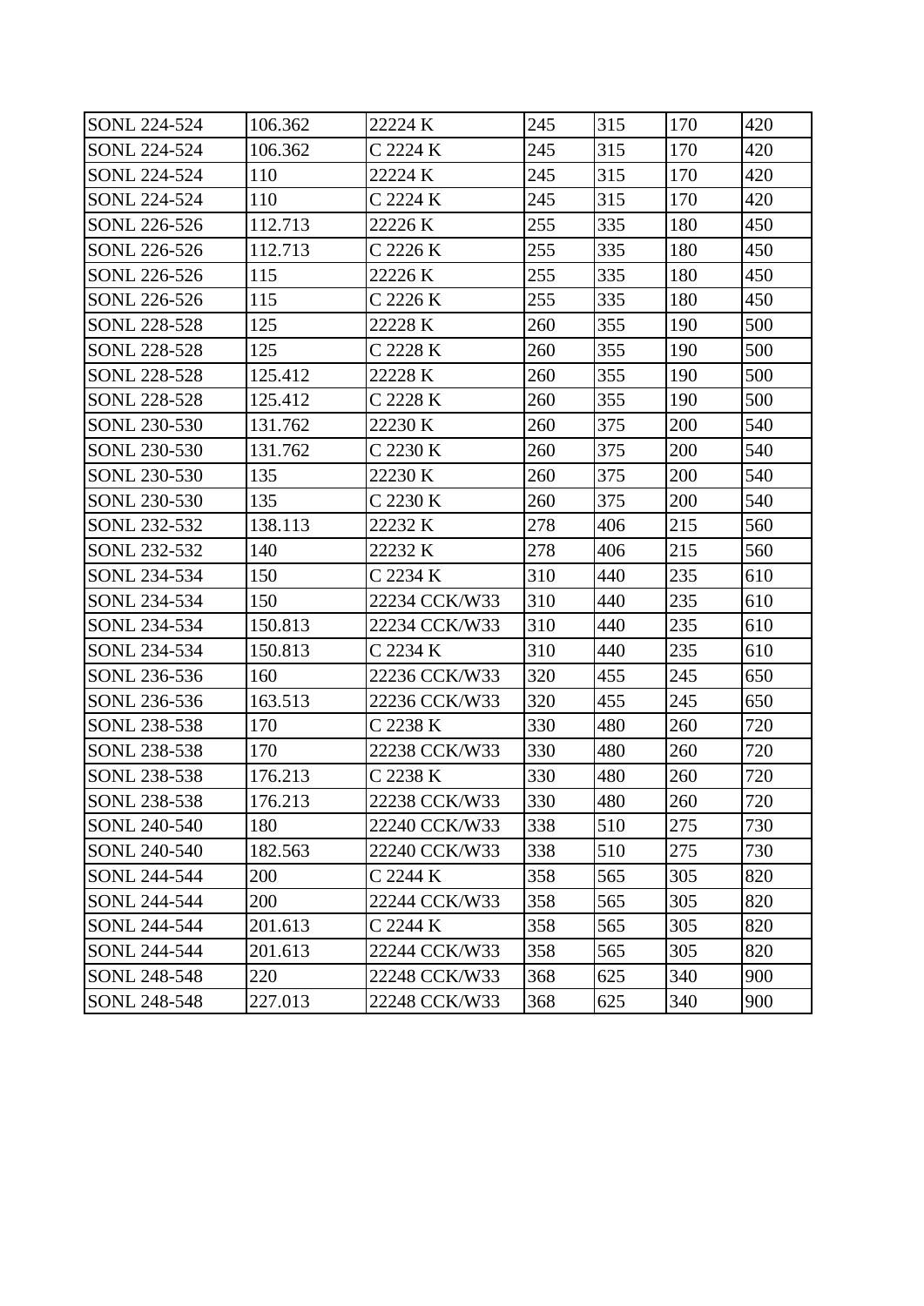| | | | | | | |
|---|---|---|---|---|---|---|
| SONL 224-524 | 106.362 | 22224 K | 245 | 315 | 170 | 420 |
| SONL 224-524 | 106.362 | C 2224 K | 245 | 315 | 170 | 420 |
| SONL 224-524 | 110 | 22224 K | 245 | 315 | 170 | 420 |
| SONL 224-524 | 110 | C 2224 K | 245 | 315 | 170 | 420 |
| SONL 226-526 | 112.713 | 22226 K | 255 | 335 | 180 | 450 |
| SONL 226-526 | 112.713 | C 2226 K | 255 | 335 | 180 | 450 |
| SONL 226-526 | 115 | 22226 K | 255 | 335 | 180 | 450 |
| SONL 226-526 | 115 | C 2226 K | 255 | 335 | 180 | 450 |
| SONL 228-528 | 125 | 22228 K | 260 | 355 | 190 | 500 |
| SONL 228-528 | 125 | C 2228 K | 260 | 355 | 190 | 500 |
| SONL 228-528 | 125.412 | 22228 K | 260 | 355 | 190 | 500 |
| SONL 228-528 | 125.412 | C 2228 K | 260 | 355 | 190 | 500 |
| SONL 230-530 | 131.762 | 22230 K | 260 | 375 | 200 | 540 |
| SONL 230-530 | 131.762 | C 2230 K | 260 | 375 | 200 | 540 |
| SONL 230-530 | 135 | 22230 K | 260 | 375 | 200 | 540 |
| SONL 230-530 | 135 | C 2230 K | 260 | 375 | 200 | 540 |
| SONL 232-532 | 138.113 | 22232 K | 278 | 406 | 215 | 560 |
| SONL 232-532 | 140 | 22232 K | 278 | 406 | 215 | 560 |
| SONL 234-534 | 150 | C 2234 K | 310 | 440 | 235 | 610 |
| SONL 234-534 | 150 | 22234 CCK/W33 | 310 | 440 | 235 | 610 |
| SONL 234-534 | 150.813 | 22234 CCK/W33 | 310 | 440 | 235 | 610 |
| SONL 234-534 | 150.813 | C 2234 K | 310 | 440 | 235 | 610 |
| SONL 236-536 | 160 | 22236 CCK/W33 | 320 | 455 | 245 | 650 |
| SONL 236-536 | 163.513 | 22236 CCK/W33 | 320 | 455 | 245 | 650 |
| SONL 238-538 | 170 | C 2238 K | 330 | 480 | 260 | 720 |
| SONL 238-538 | 170 | 22238 CCK/W33 | 330 | 480 | 260 | 720 |
| SONL 238-538 | 176.213 | C 2238 K | 330 | 480 | 260 | 720 |
| SONL 238-538 | 176.213 | 22238 CCK/W33 | 330 | 480 | 260 | 720 |
| SONL 240-540 | 180 | 22240 CCK/W33 | 338 | 510 | 275 | 730 |
| SONL 240-540 | 182.563 | 22240 CCK/W33 | 338 | 510 | 275 | 730 |
| SONL 244-544 | 200 | C 2244 K | 358 | 565 | 305 | 820 |
| SONL 244-544 | 200 | 22244 CCK/W33 | 358 | 565 | 305 | 820 |
| SONL 244-544 | 201.613 | C 2244 K | 358 | 565 | 305 | 820 |
| SONL 244-544 | 201.613 | 22244 CCK/W33 | 358 | 565 | 305 | 820 |
| SONL 248-548 | 220 | 22248 CCK/W33 | 368 | 625 | 340 | 900 |
| SONL 248-548 | 227.013 | 22248 CCK/W33 | 368 | 625 | 340 | 900 |